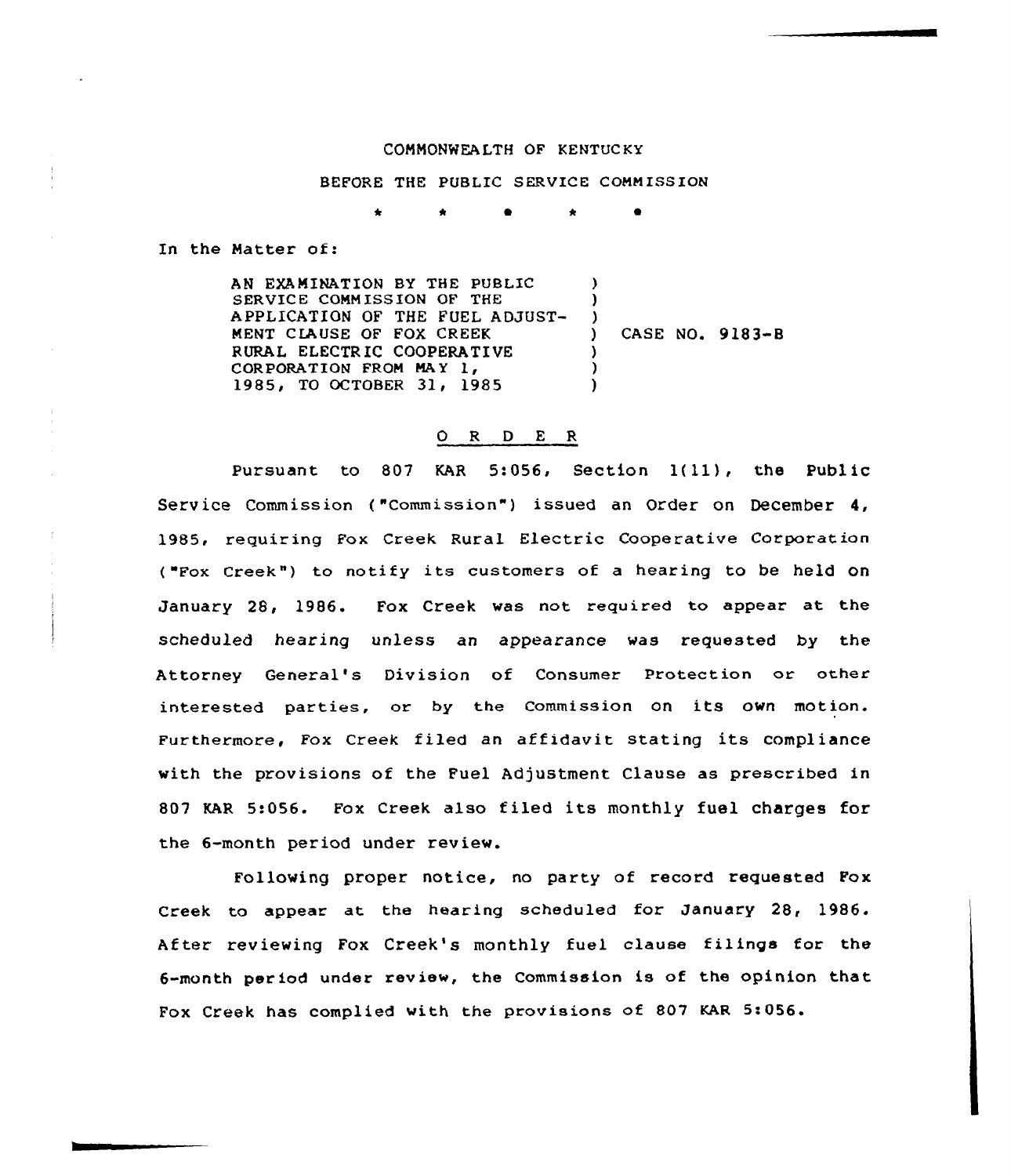COMMONWEALTH OF KENTUCKY

BEFORE THE PUBLIC SERVICE COMMISSION

\* \* \* \* \*

In the Matter of:

AN EXAMINATION BY THE PUBLIC SERVICE COMMISSION OF THE APPLICATION OF THE FUEL ADJUSTMENT CLAUSE OF FOX CREEK RURAL ELECTRIC COOPERATIVE CORPORATION FROM MAY 1, 1985, TO OCTOBER 31, 1985 ) CASE NO. 9183-B

## O R D E R

Pursuant to 807 KAR 5:056, Section 1(11), the Public Service Commission ("Commission") issued an Order on December 4, 1985, requiring Fox Creek Rural Electric Cooperative Corporation ("Fox Creek") to notify its customers of a hearing to be held on January 28, 1986. Fox Creek was not required to appear at the scheduled hearing unless an appearance was requested by the Attorney General's Division of Consumer Protection or other interested parties, or by the Commission on its own motion. Furthermore, Fox Creek filed an affidavit stating its compliance with the provisions of the Fuel Adjustment Clause as prescribed in 807 KAR 5:056. Fox Creek also filed its monthly fuel charges for the 6-month period under review.

Following proper notice, no party of record requested Fox Creek to appear at the hearing scheduled for January 28, 1986. After reviewing Fox Creek's monthly fuel clause filings for the 6-month period under review, the Commission is of the opinion that Fox Creek has complied with the provisions of 807 KAR 5:056.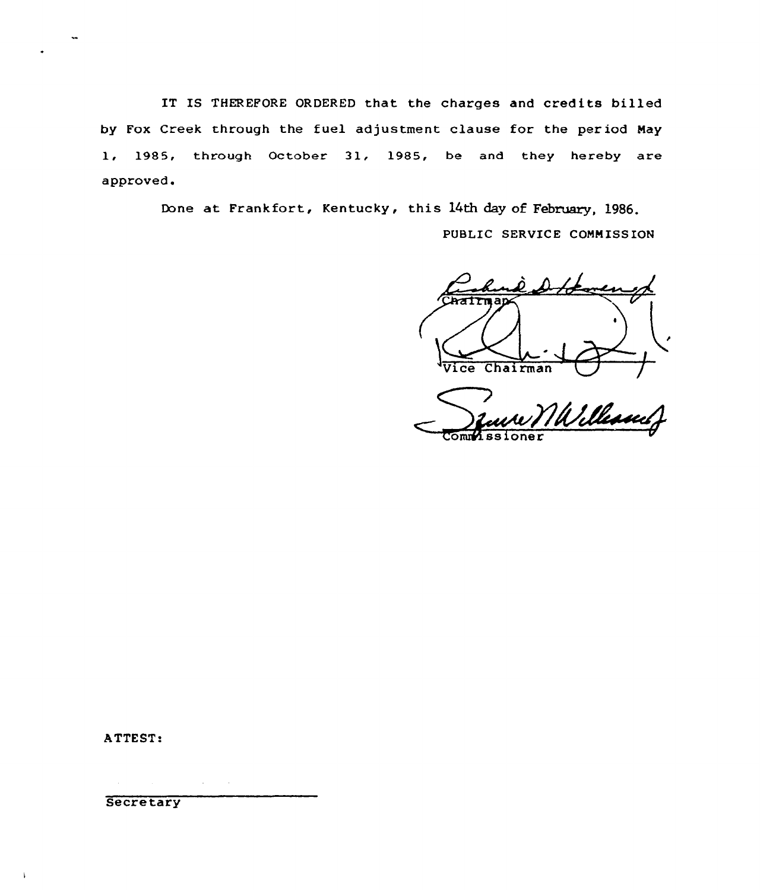IT IS THEREFORE ORDERED that the charges and credits billed by Fox Creek through the fuel adjustment clause for the period May 1, 1985, through October 31, 1985, be and they hereby are approved.

Done at Frankfort, Kentucky, this 14th day of February, 1986.

PUBLIC SERVICE COMMISSION

Chairman

Vice Chairman

Commissioner

ATTEST:

Secretary